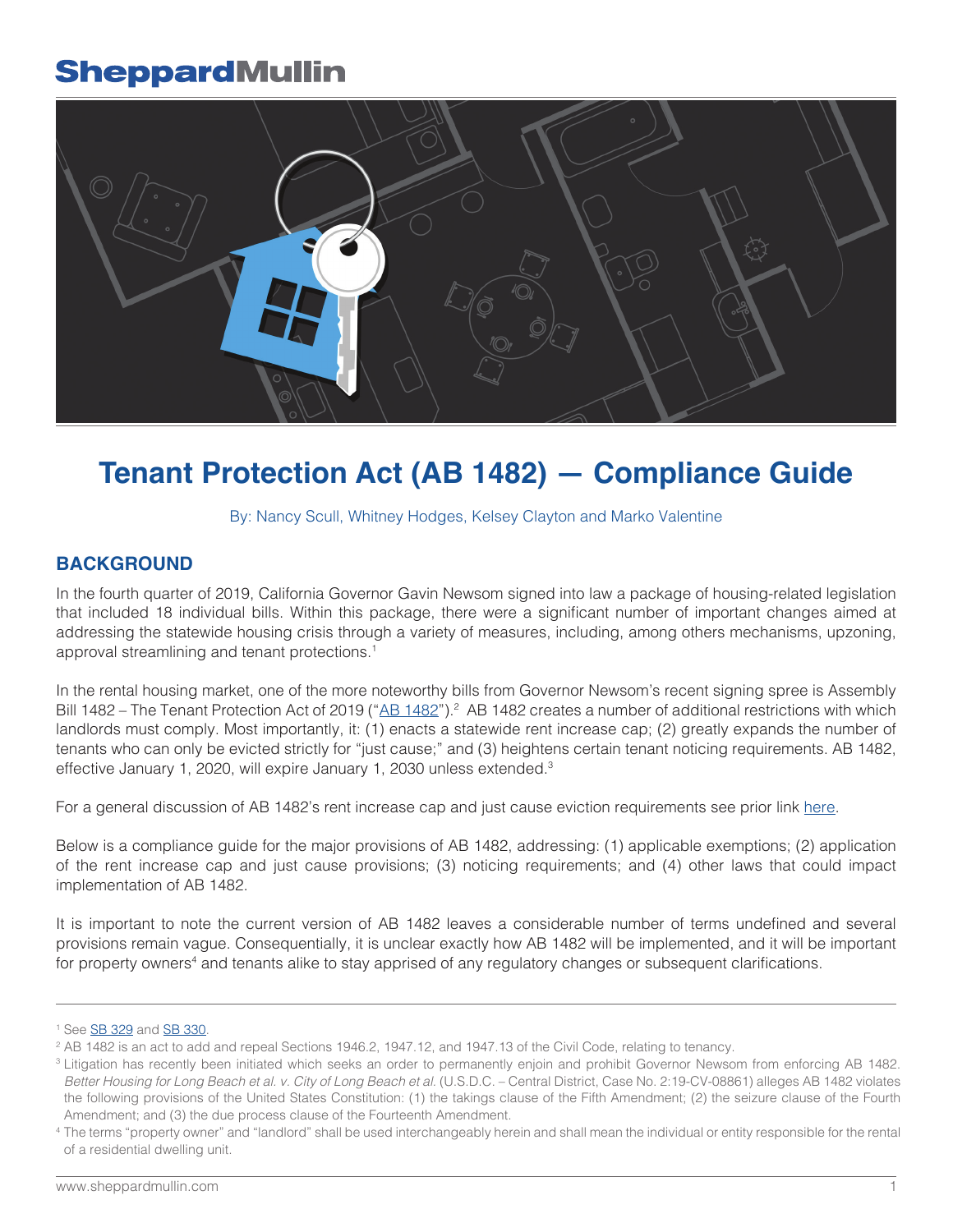# Tenant Protection Act (AB 1482) — Compliance Guide

By: Nancy Scull, Whitney Hodges, Kelsey Clayton and Marko Valentine

## BACKGROUND

In the fourth quarter of 2019, California Governor Gavin Newsom signed into law a package of housing-related legislation that included 18 individual bills. Within this package, there were a significant number of important changes aimed at addressing the statewide housing crisis through a variety of measures, including, among others mechanisms, upzoning, approval streamlining and tenant protections.[1]

In the rental housing market, one of the more noteworthy bills from Governor Newsom's recent signing spree is Assembly Bill 1482 – The Tenant Protection Act of 2019 ("AB 1482").[2] AB 1482 creates a number of additional restrictions with which landlords must comply. Most importantly, it: (1) enacts a statewide rent increase cap; (2) greatly expands the number of tenants who can only be evicted strictly for "just cause;" and (3) heightens certain tenant noticing requirements. AB 1482, effective January 1, 2020, will expire January 1, 2030 unless extended.[3]

For a general discussion of AB 1482's rent increase cap and just cause eviction requirements see prior link here.

Below is a compliance guide for the major provisions of AB 1482, addressing: (1) applicable exemptions; (2) application of the rent increase cap and just cause provisions; (3) noticing requirements; and (4) other laws that could impact implementation of AB 1482.

It is important to note the current version of AB 1482 leaves a considerable number of terms undefined and several provisions remain vague. Consequentially, it is unclear exactly how AB 1482 will be implemented, and it will be important for property owners[4] and tenants alike to stay apprised of any regulatory changes or subsequent clarifications.

---

[1] See SB 329 and SB 330.

[2] AB 1482 is an act to add and repeal Sections 1946.2, 1947.12, and 1947.13 of the Civil Code, relating to tenancy.

[3] Litigation has recently been initiated which seeks an order to permanently enjoin and prohibit Governor Newsom from enforcing AB 1482. *Better Housing for Long Beach et al. v. City of Long Beach et al.* (U.S.D.C. – Central District, Case No. 2:19-CV-08861) alleges AB 1482 violates the following provisions of the United States Constitution: (1) the takings clause of the Fifth Amendment; (2) the seizure clause of the Fourth Amendment; and (3) the due process clause of the Fourteenth Amendment.

[4] The terms "property owner" and "landlord" shall be used interchangeably herein and shall mean the individual or entity responsible for the rental of a residential dwelling unit.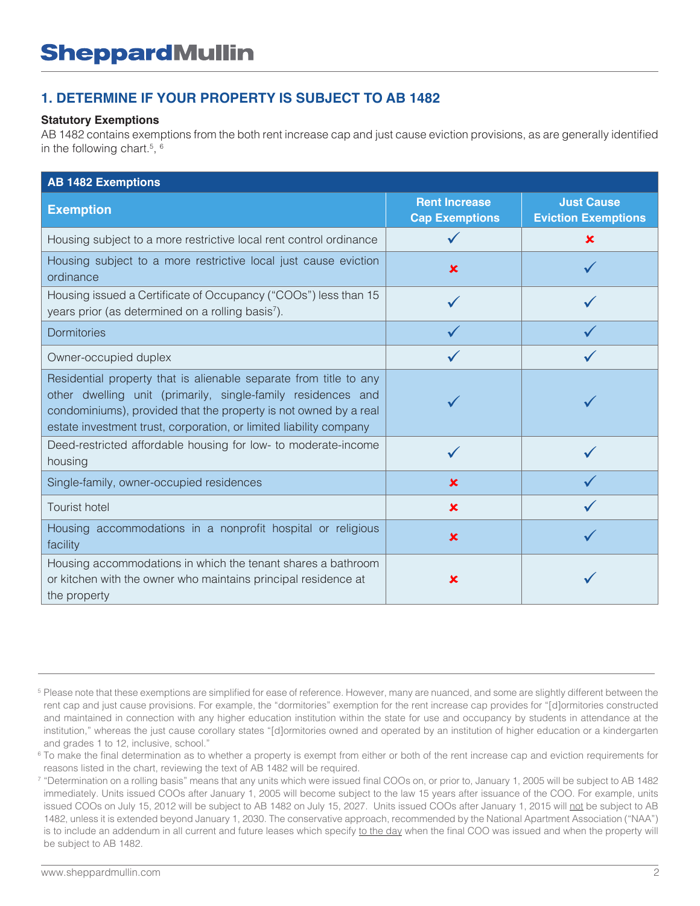## 1. DETERMINE IF YOUR PROPERTY IS SUBJECT TO AB 1482

**Statutory Exemptions**

AB 1482 contains exemptions from the both rent increase cap and just cause eviction provisions, as are generally identified in the following chart.[5], [6]

| AB 1482 Exemptions | | |
|---|---|---|
| **Exemption** | **Rent Increase Cap Exemptions** | **Just Cause Eviction Exemptions** |
| Housing subject to a more restrictive local rent control ordinance | ✓ | ✗ |
| Housing subject to a more restrictive local just cause eviction ordinance | ✗ | ✓ |
| Housing issued a Certificate of Occupancy ("COOs") less than 15 years prior (as determined on a rolling basis[7]). | ✓ | ✓ |
| Dormitories | ✓ | ✓ |
| Owner-occupied duplex | ✓ | ✓ |
| Residential property that is alienable separate from title to any other dwelling unit (primarily, single-family residences and condominiums), provided that the property is not owned by a real estate investment trust, corporation, or limited liability company | ✓ | ✓ |
| Deed-restricted affordable housing for low- to moderate-income housing | ✓ | ✓ |
| Single-family, owner-occupied residences | ✗ | ✓ |
| Tourist hotel | ✗ | ✓ |
| Housing accommodations in a nonprofit hospital or religious facility | ✗ | ✓ |
| Housing accommodations in which the tenant shares a bathroom or kitchen with the owner who maintains principal residence at the property | ✗ | ✓ |

---

[5] Please note that these exemptions are simplified for ease of reference. However, many are nuanced, and some are slightly different between the rent cap and just cause provisions. For example, the "dormitories" exemption for the rent increase cap provides for "[d]ormitories constructed and maintained in connection with any higher education institution within the state for use and occupancy by students in attendance at the institution," whereas the just cause corollary states "[d]ormitories owned and operated by an institution of higher education or a kindergarten and grades 1 to 12, inclusive, school."

[6] To make the final determination as to whether a property is exempt from either or both of the rent increase cap and eviction requirements for reasons listed in the chart, reviewing the text of AB 1482 will be required.

[7] "Determination on a rolling basis" means that any units which were issued final COOs on, or prior to, January 1, 2005 will be subject to AB 1482 immediately. Units issued COOs after January 1, 2005 will become subject to the law 15 years after issuance of the COO. For example, units issued COOs on July 15, 2012 will be subject to AB 1482 on July 15, 2027. Units issued COOs after January 1, 2015 will not be subject to AB 1482, unless it is extended beyond January 1, 2030. The conservative approach, recommended by the National Apartment Association ("NAA") is to include an addendum in all current and future leases which specify to the day when the final COO was issued and when the property will be subject to AB 1482.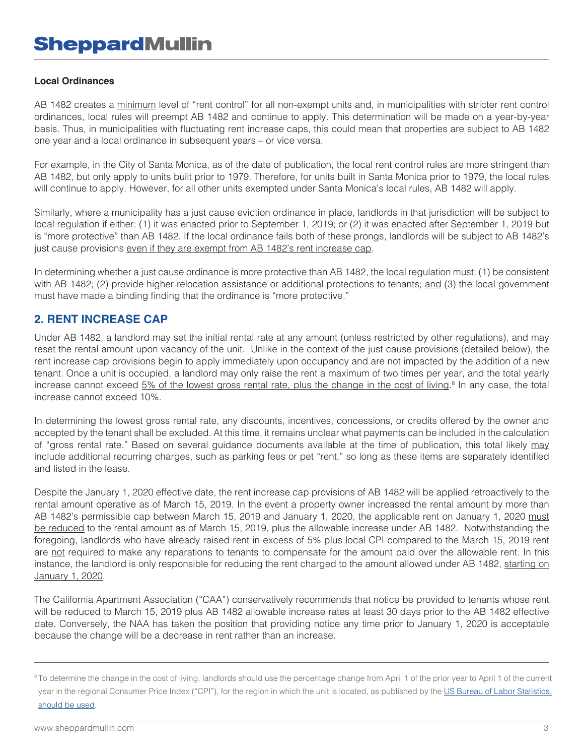### Local Ordinances

AB 1482 creates a minimum level of "rent control" for all non-exempt units and, in municipalities with stricter rent control ordinances, local rules will preempt AB 1482 and continue to apply. This determination will be made on a year-by-year basis. Thus, in municipalities with fluctuating rent increase caps, this could mean that properties are subject to AB 1482 one year and a local ordinance in subsequent years – or vice versa.

For example, in the City of Santa Monica, as of the date of publication, the local rent control rules are more stringent than AB 1482, but only apply to units built prior to 1979. Therefore, for units built in Santa Monica prior to 1979, the local rules will continue to apply. However, for all other units exempted under Santa Monica's local rules, AB 1482 will apply.

Similarly, where a municipality has a just cause eviction ordinance in place, landlords in that jurisdiction will be subject to local regulation if either: (1) it was enacted prior to September 1, 2019; or (2) it was enacted after September 1, 2019 but is "more protective" than AB 1482. If the local ordinance fails both of these prongs, landlords will be subject to AB 1482's just cause provisions even if they are exempt from AB 1482's rent increase cap.

In determining whether a just cause ordinance is more protective than AB 1482, the local regulation must: (1) be consistent with AB 1482; (2) provide higher relocation assistance or additional protections to tenants; and (3) the local government must have made a binding finding that the ordinance is "more protective."

## 2. RENT INCREASE CAP

Under AB 1482, a landlord may set the initial rental rate at any amount (unless restricted by other regulations), and may reset the rental amount upon vacancy of the unit. Unlike in the context of the just cause provisions (detailed below), the rent increase cap provisions begin to apply immediately upon occupancy and are not impacted by the addition of a new tenant. Once a unit is occupied, a landlord may only raise the rent a maximum of two times per year, and the total yearly increase cannot exceed 5% of the lowest gross rental rate, plus the change in the cost of living.[8] In any case, the total increase cannot exceed 10%.

In determining the lowest gross rental rate, any discounts, incentives, concessions, or credits offered by the owner and accepted by the tenant shall be excluded. At this time, it remains unclear what payments can be included in the calculation of "gross rental rate." Based on several guidance documents available at the time of publication, this total likely may include additional recurring charges, such as parking fees or pet "rent," so long as these items are separately identified and listed in the lease.

Despite the January 1, 2020 effective date, the rent increase cap provisions of AB 1482 will be applied retroactively to the rental amount operative as of March 15, 2019. In the event a property owner increased the rental amount by more than AB 1482's permissible cap between March 15, 2019 and January 1, 2020, the applicable rent on January 1, 2020 must be reduced to the rental amount as of March 15, 2019, plus the allowable increase under AB 1482. Notwithstanding the foregoing, landlords who have already raised rent in excess of 5% plus local CPI compared to the March 15, 2019 rent are not required to make any reparations to tenants to compensate for the amount paid over the allowable rent. In this instance, the landlord is only responsible for reducing the rent charged to the amount allowed under AB 1482, starting on January 1, 2020.

The California Apartment Association ("CAA") conservatively recommends that notice be provided to tenants whose rent will be reduced to March 15, 2019 plus AB 1482 allowable increase rates at least 30 days prior to the AB 1482 effective date. Conversely, the NAA has taken the position that providing notice any time prior to January 1, 2020 is acceptable because the change will be a decrease in rent rather than an increase.

---

[8] To determine the change in the cost of living, landlords should use the percentage change from April 1 of the prior year to April 1 of the current year in the regional Consumer Price Index ("CPI"), for the region in which the unit is located, as published by the US Bureau of Labor Statistics, should be used.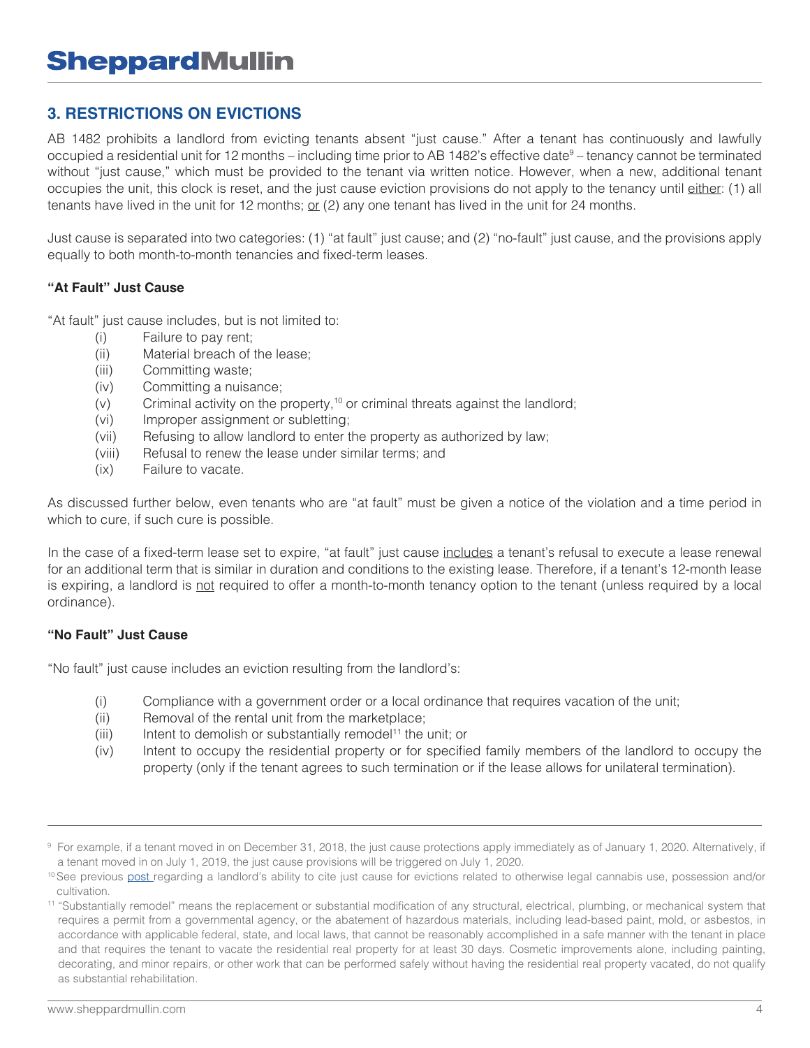## 3. RESTRICTIONS ON EVICTIONS

AB 1482 prohibits a landlord from evicting tenants absent "just cause." After a tenant has continuously and lawfully occupied a residential unit for 12 months – including time prior to AB 1482's effective date[9] – tenancy cannot be terminated without "just cause," which must be provided to the tenant via written notice. However, when a new, additional tenant occupies the unit, this clock is reset, and the just cause eviction provisions do not apply to the tenancy until either: (1) all tenants have lived in the unit for 12 months; or (2) any one tenant has lived in the unit for 24 months.

Just cause is separated into two categories: (1) "at fault" just cause; and (2) "no-fault" just cause, and the provisions apply equally to both month-to-month tenancies and fixed-term leases.

**"At Fault" Just Cause**

"At fault" just cause includes, but is not limited to:

(i) Failure to pay rent;
(ii) Material breach of the lease;
(iii) Committing waste;
(iv) Committing a nuisance;
(v) Criminal activity on the property,[10] or criminal threats against the landlord;
(vi) Improper assignment or subletting;
(vii) Refusing to allow landlord to enter the property as authorized by law;
(viii) Refusal to renew the lease under similar terms; and
(ix) Failure to vacate.

As discussed further below, even tenants who are "at fault" must be given a notice of the violation and a time period in which to cure, if such cure is possible.

In the case of a fixed-term lease set to expire, "at fault" just cause includes a tenant's refusal to execute a lease renewal for an additional term that is similar in duration and conditions to the existing lease. Therefore, if a tenant's 12-month lease is expiring, a landlord is not required to offer a month-to-month tenancy option to the tenant (unless required by a local ordinance).

**"No Fault" Just Cause**

"No fault" just cause includes an eviction resulting from the landlord's:

(i) Compliance with a government order or a local ordinance that requires vacation of the unit;
(ii) Removal of the rental unit from the marketplace;
(iii) Intent to demolish or substantially remodel[11] the unit; or
(iv) Intent to occupy the residential property or for specified family members of the landlord to occupy the property (only if the tenant agrees to such termination or if the lease allows for unilateral termination).

---

[9] For example, if a tenant moved in on December 31, 2018, the just cause protections apply immediately as of January 1, 2020. Alternatively, if a tenant moved in on July 1, 2019, the just cause provisions will be triggered on July 1, 2020.

[10] See previous post regarding a landlord's ability to cite just cause for evictions related to otherwise legal cannabis use, possession and/or cultivation.

[11] "Substantially remodel" means the replacement or substantial modification of any structural, electrical, plumbing, or mechanical system that requires a permit from a governmental agency, or the abatement of hazardous materials, including lead-based paint, mold, or asbestos, in accordance with applicable federal, state, and local laws, that cannot be reasonably accomplished in a safe manner with the tenant in place and that requires the tenant to vacate the residential real property for at least 30 days. Cosmetic improvements alone, including painting, decorating, and minor repairs, or other work that can be performed safely without having the residential real property vacated, do not qualify as substantial rehabilitation.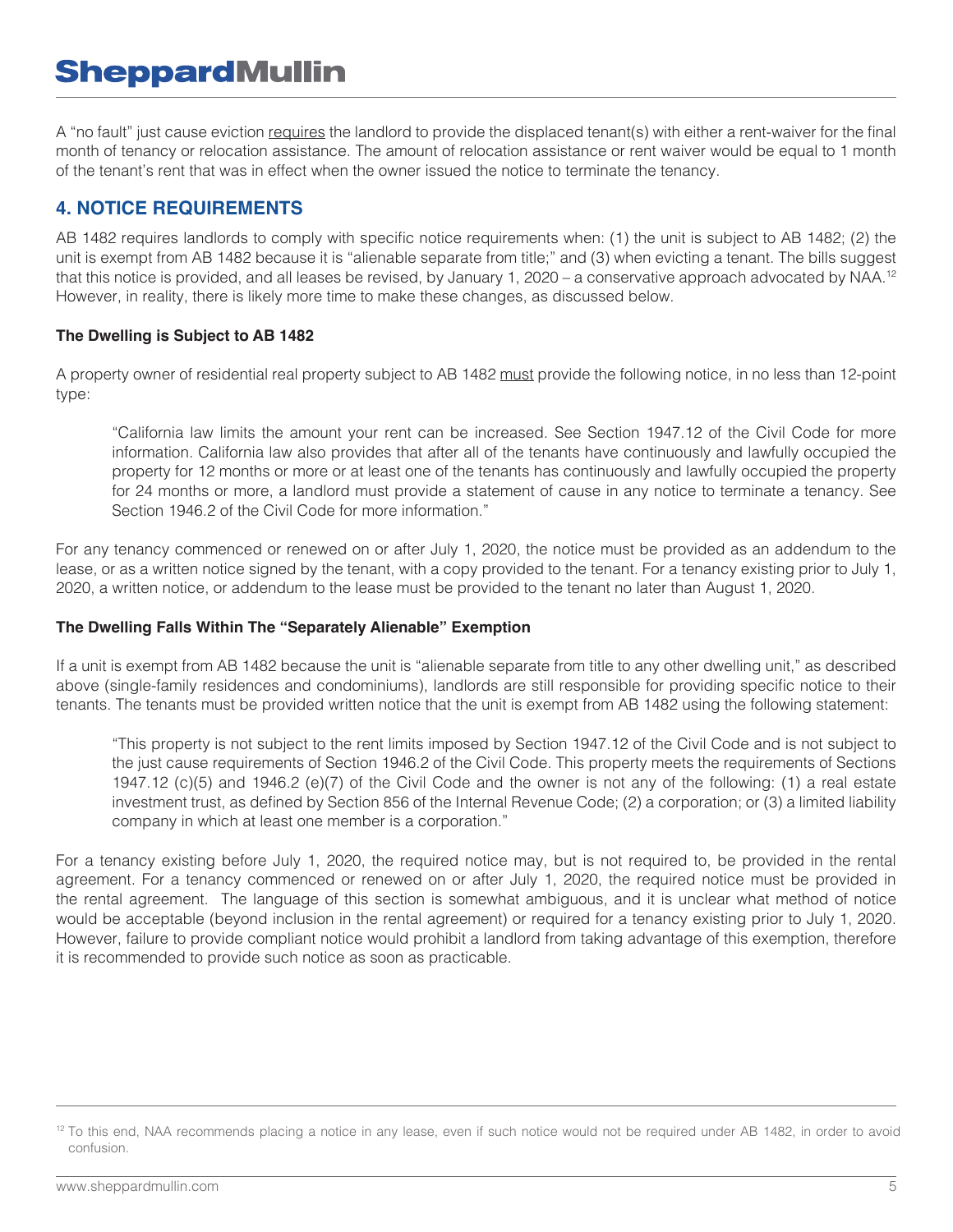A "no fault" just cause eviction requires the landlord to provide the displaced tenant(s) with either a rent-waiver for the final month of tenancy or relocation assistance. The amount of relocation assistance or rent waiver would be equal to 1 month of the tenant's rent that was in effect when the owner issued the notice to terminate the tenancy.

## 4. NOTICE REQUIREMENTS

AB 1482 requires landlords to comply with specific notice requirements when: (1) the unit is subject to AB 1482; (2) the unit is exempt from AB 1482 because it is "alienable separate from title;" and (3) when evicting a tenant. The bills suggest that this notice is provided, and all leases be revised, by January 1, 2020 – a conservative approach advocated by NAA.[12] However, in reality, there is likely more time to make these changes, as discussed below.

### The Dwelling is Subject to AB 1482

A property owner of residential real property subject to AB 1482 must provide the following notice, in no less than 12-point type:

> "California law limits the amount your rent can be increased. See Section 1947.12 of the Civil Code for more information. California law also provides that after all of the tenants have continuously and lawfully occupied the property for 12 months or more or at least one of the tenants has continuously and lawfully occupied the property for 24 months or more, a landlord must provide a statement of cause in any notice to terminate a tenancy. See Section 1946.2 of the Civil Code for more information."

For any tenancy commenced or renewed on or after July 1, 2020, the notice must be provided as an addendum to the lease, or as a written notice signed by the tenant, with a copy provided to the tenant. For a tenancy existing prior to July 1, 2020, a written notice, or addendum to the lease must be provided to the tenant no later than August 1, 2020.

### The Dwelling Falls Within The "Separately Alienable" Exemption

If a unit is exempt from AB 1482 because the unit is "alienable separate from title to any other dwelling unit," as described above (single-family residences and condominiums), landlords are still responsible for providing specific notice to their tenants. The tenants must be provided written notice that the unit is exempt from AB 1482 using the following statement:

> "This property is not subject to the rent limits imposed by Section 1947.12 of the Civil Code and is not subject to the just cause requirements of Section 1946.2 of the Civil Code. This property meets the requirements of Sections 1947.12 (c)(5) and 1946.2 (e)(7) of the Civil Code and the owner is not any of the following: (1) a real estate investment trust, as defined by Section 856 of the Internal Revenue Code; (2) a corporation; or (3) a limited liability company in which at least one member is a corporation."

For a tenancy existing before July 1, 2020, the required notice may, but is not required to, be provided in the rental agreement. For a tenancy commenced or renewed on or after July 1, 2020, the required notice must be provided in the rental agreement. The language of this section is somewhat ambiguous, and it is unclear what method of notice would be acceptable (beyond inclusion in the rental agreement) or required for a tenancy existing prior to July 1, 2020. However, failure to provide compliant notice would prohibit a landlord from taking advantage of this exemption, therefore it is recommended to provide such notice as soon as practicable.

---

[12] To this end, NAA recommends placing a notice in any lease, even if such notice would not be required under AB 1482, in order to avoid confusion.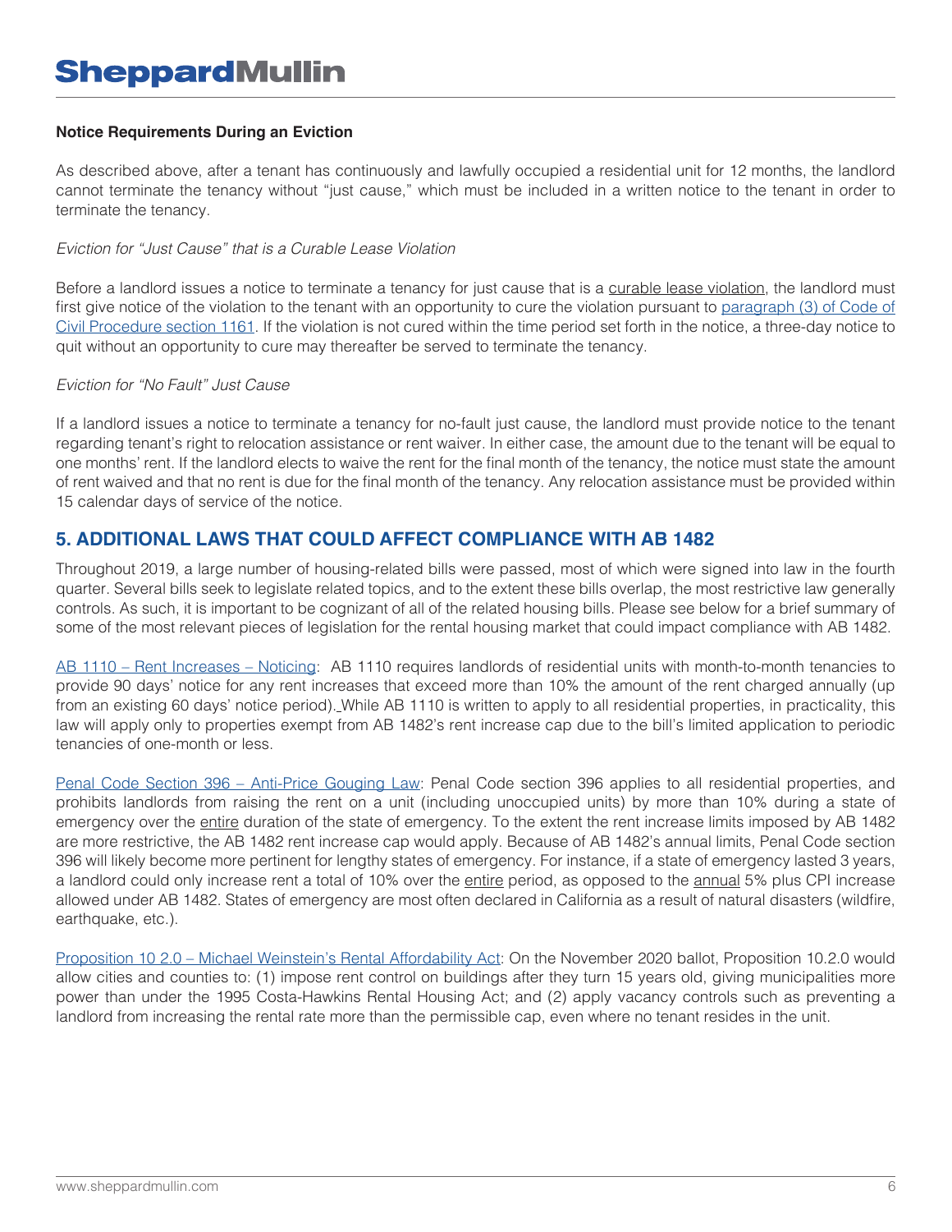**Notice Requirements During an Eviction**

As described above, after a tenant has continuously and lawfully occupied a residential unit for 12 months, the landlord cannot terminate the tenancy without "just cause," which must be included in a written notice to the tenant in order to terminate the tenancy.

*Eviction for "Just Cause" that is a Curable Lease Violation*

Before a landlord issues a notice to terminate a tenancy for just cause that is a curable lease violation, the landlord must first give notice of the violation to the tenant with an opportunity to cure the violation pursuant to paragraph (3) of Code of Civil Procedure section 1161. If the violation is not cured within the time period set forth in the notice, a three-day notice to quit without an opportunity to cure may thereafter be served to terminate the tenancy.

*Eviction for "No Fault" Just Cause*

If a landlord issues a notice to terminate a tenancy for no-fault just cause, the landlord must provide notice to the tenant regarding tenant's right to relocation assistance or rent waiver. In either case, the amount due to the tenant will be equal to one months' rent. If the landlord elects to waive the rent for the final month of the tenancy, the notice must state the amount of rent waived and that no rent is due for the final month of the tenancy. Any relocation assistance must be provided within 15 calendar days of service of the notice.

## 5. ADDITIONAL LAWS THAT COULD AFFECT COMPLIANCE WITH AB 1482

Throughout 2019, a large number of housing-related bills were passed, most of which were signed into law in the fourth quarter. Several bills seek to legislate related topics, and to the extent these bills overlap, the most restrictive law generally controls. As such, it is important to be cognizant of all of the related housing bills. Please see below for a brief summary of some of the most relevant pieces of legislation for the rental housing market that could impact compliance with AB 1482.

AB 1110 – Rent Increases – Noticing: AB 1110 requires landlords of residential units with month-to-month tenancies to provide 90 days' notice for any rent increases that exceed more than 10% the amount of the rent charged annually (up from an existing 60 days' notice period). While AB 1110 is written to apply to all residential properties, in practicality, this law will apply only to properties exempt from AB 1482's rent increase cap due to the bill's limited application to periodic tenancies of one-month or less.

Penal Code Section 396 – Anti-Price Gouging Law: Penal Code section 396 applies to all residential properties, and prohibits landlords from raising the rent on a unit (including unoccupied units) by more than 10% during a state of emergency over the entire duration of the state of emergency. To the extent the rent increase limits imposed by AB 1482 are more restrictive, the AB 1482 rent increase cap would apply. Because of AB 1482's annual limits, Penal Code section 396 will likely become more pertinent for lengthy states of emergency. For instance, if a state of emergency lasted 3 years, a landlord could only increase rent a total of 10% over the entire period, as opposed to the annual 5% plus CPI increase allowed under AB 1482. States of emergency are most often declared in California as a result of natural disasters (wildfire, earthquake, etc.).

Proposition 10 2.0 – Michael Weinstein's Rental Affordability Act: On the November 2020 ballot, Proposition 10.2.0 would allow cities and counties to: (1) impose rent control on buildings after they turn 15 years old, giving municipalities more power than under the 1995 Costa-Hawkins Rental Housing Act; and (2) apply vacancy controls such as preventing a landlord from increasing the rental rate more than the permissible cap, even where no tenant resides in the unit.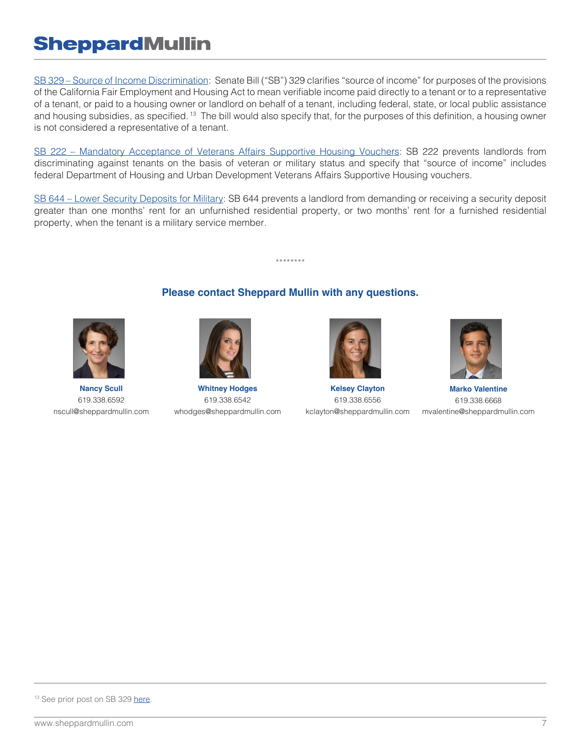SB 329 – Source of Income Discrimination: Senate Bill ("SB") 329 clarifies "source of income" for purposes of the provisions of the California Fair Employment and Housing Act to mean verifiable income paid directly to a tenant or to a representative of a tenant, or paid to a housing owner or landlord on behalf of a tenant, including federal, state, or local public assistance and housing subsidies, as specified.[13] The bill would also specify that, for the purposes of this definition, a housing owner is not considered a representative of a tenant.

SB 222 – Mandatory Acceptance of Veterans Affairs Supportive Housing Vouchers: SB 222 prevents landlords from discriminating against tenants on the basis of veteran or military status and specify that "source of income" includes federal Department of Housing and Urban Development Veterans Affairs Supportive Housing vouchers.

SB 644 – Lower Security Deposits for Military: SB 644 prevents a landlord from demanding or receiving a security deposit greater than one months' rent for an unfurnished residential property, or two months' rent for a furnished residential property, when the tenant is a military service member.

********

**Please contact Sheppard Mullin with any questions.**

**Nancy Scull**
619.338.6592
nscull@sheppardmullin.com

**Whitney Hodges**
619.338.6542
whodges@sheppardmullin.com

**Kelsey Clayton**
619.338.6556
kclayton@sheppardmullin.com

**Marko Valentine**
619.338.6668
mvalentine@sheppardmullin.com

[13] See prior post on SB 329 here.